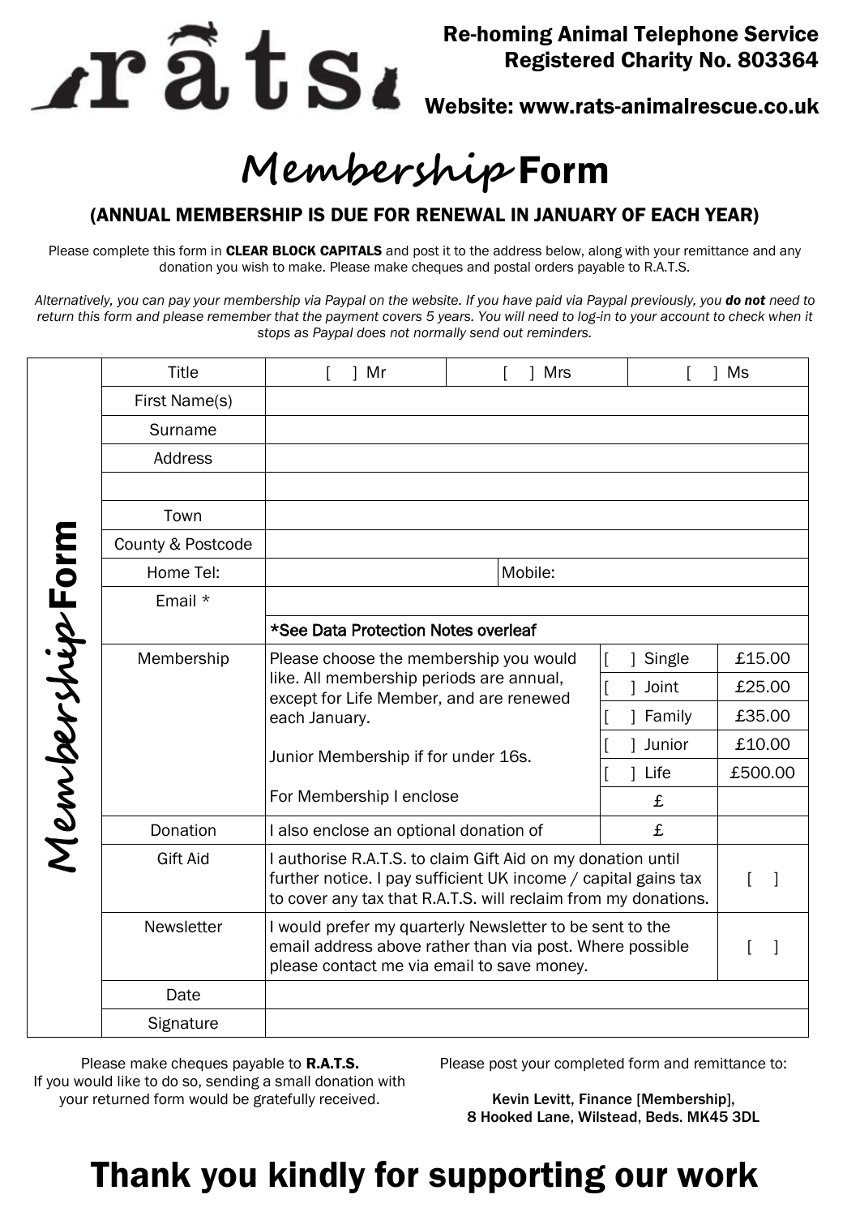rats

Re-homing Animal Telephone Service
Registered Charity No. 803364

Website: www.rats-animalrescue.co.uk

# Membership Form

## (ANNUAL MEMBERSHIP IS DUE FOR RENEWAL IN JANUARY OF EACH YEAR)

Please complete this form in **CLEAR BLOCK CAPITALS** and post it to the address below, along with your remittance and any donation you wish to make. Please make cheques and postal orders payable to R.A.T.S.

*Alternatively, you can pay your membership via Paypal on the website. If you have paid via Paypal previously, you **do not** need to return this form and please remember that the payment covers 5 years. You will need to log-in to your account to check when it stops as Paypal does not normally send out reminders.*

**Membership Form**

| | | | | |
|---|---|---|---|---|
| Title | [ ] Mr | [ ] Mrs | [ ] Ms | |
| First Name(s) | | | | |
| Surname | | | | |
| Address | | | | |
| | | | | |
| Town | | | | |
| County & Postcode | | | | |
| Home Tel: | | Mobile: | | |
| Email * | | | | |
| | *See Data Protection Notes overleaf | | | |
| Membership | Please choose the membership you would like. All membership periods are annual, except for Life Member, and are renewed each January. | | [ ] Single | £15.00 |
| | | | [ ] Joint | £25.00 |
| | | | [ ] Family | £35.00 |
| | Junior Membership if for under 16s. | | [ ] Junior | £10.00 |
| | | | [ ] Life | £500.00 |
| | For Membership I enclose | | £ | |
| Donation | I also enclose an optional donation of | | £ | |
| Gift Aid | I authorise R.A.T.S. to claim Gift Aid on my donation until further notice. I pay sufficient UK income / capital gains tax to cover any tax that R.A.T.S. will reclaim from my donations. | | | [ ] |
| Newsletter | I would prefer my quarterly Newsletter to be sent to the email address above rather than via post. Where possible please contact me via email to save money. | | | [ ] |
| Date | | | | |
| Signature | | | | |

Please make cheques payable to **R.A.T.S.**
If you would like to do so, sending a small donation with your returned form would be gratefully received.

Please post your completed form and remittance to:

Kevin Levitt, Finance [Membership],
8 Hooked Lane, Wilstead, Beds. MK45 3DL

# Thank you kindly for supporting our work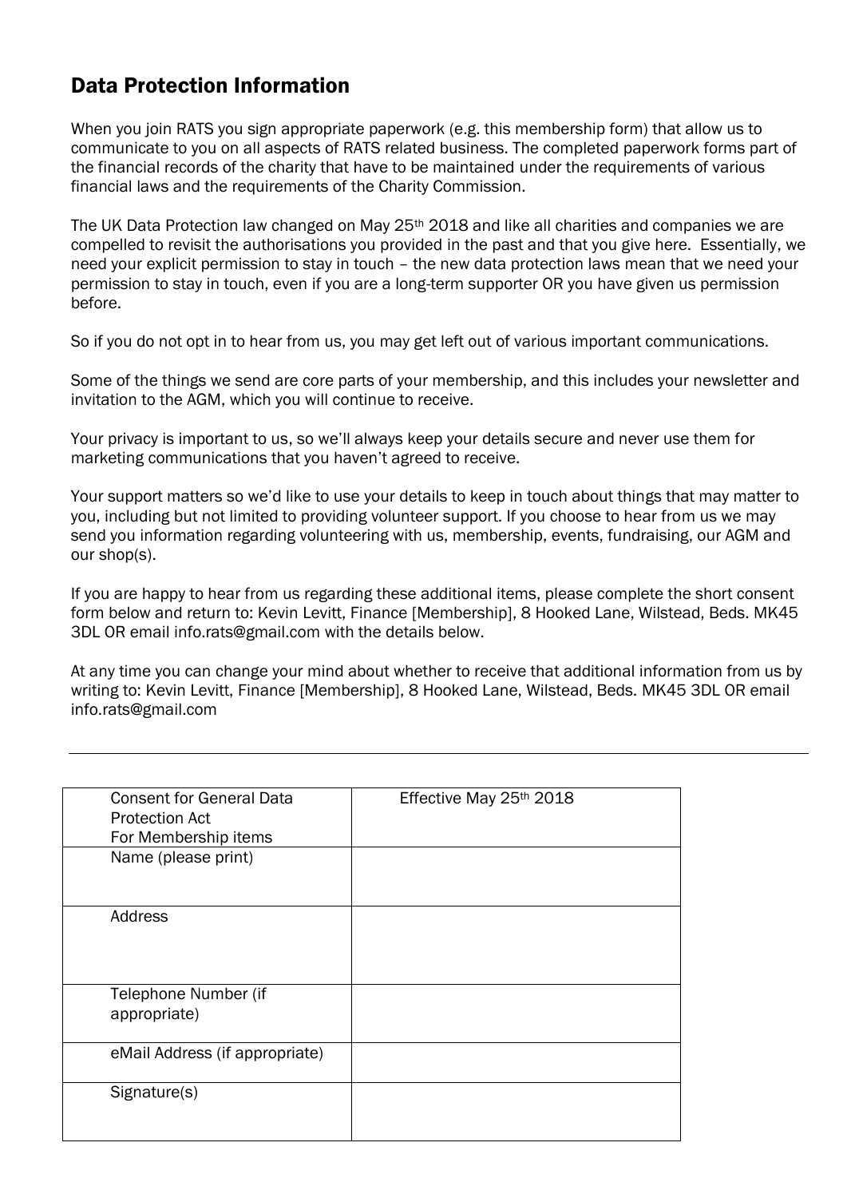## Data Protection Information

When you join RATS you sign appropriate paperwork (e.g. this membership form) that allow us to communicate to you on all aspects of RATS related business. The completed paperwork forms part of the financial records of the charity that have to be maintained under the requirements of various financial laws and the requirements of the Charity Commission.

The UK Data Protection law changed on May 25th 2018 and like all charities and companies we are compelled to revisit the authorisations you provided in the past and that you give here. Essentially, we need your explicit permission to stay in touch – the new data protection laws mean that we need your permission to stay in touch, even if you are a long-term supporter OR you have given us permission before.

So if you do not opt in to hear from us, you may get left out of various important communications.

Some of the things we send are core parts of your membership, and this includes your newsletter and invitation to the AGM, which you will continue to receive.

Your privacy is important to us, so we'll always keep your details secure and never use them for marketing communications that you haven't agreed to receive.

Your support matters so we'd like to use your details to keep in touch about things that may matter to you, including but not limited to providing volunteer support. If you choose to hear from us we may send you information regarding volunteering with us, membership, events, fundraising, our AGM and our shop(s).

If you are happy to hear from us regarding these additional items, please complete the short consent form below and return to: Kevin Levitt, Finance [Membership], 8 Hooked Lane, Wilstead, Beds. MK45 3DL OR email info.rats@gmail.com with the details below.

At any time you can change your mind about whether to receive that additional information from us by writing to: Kevin Levitt, Finance [Membership], 8 Hooked Lane, Wilstead, Beds. MK45 3DL OR email info.rats@gmail.com

---

| Consent for General Data Protection Act For Membership items | Effective May 25th 2018 |
| --- | --- |
| Name (please print) | |
| Address | |
| Telephone Number (if appropriate) | |
| eMail Address (if appropriate) | |
| Signature(s) | |